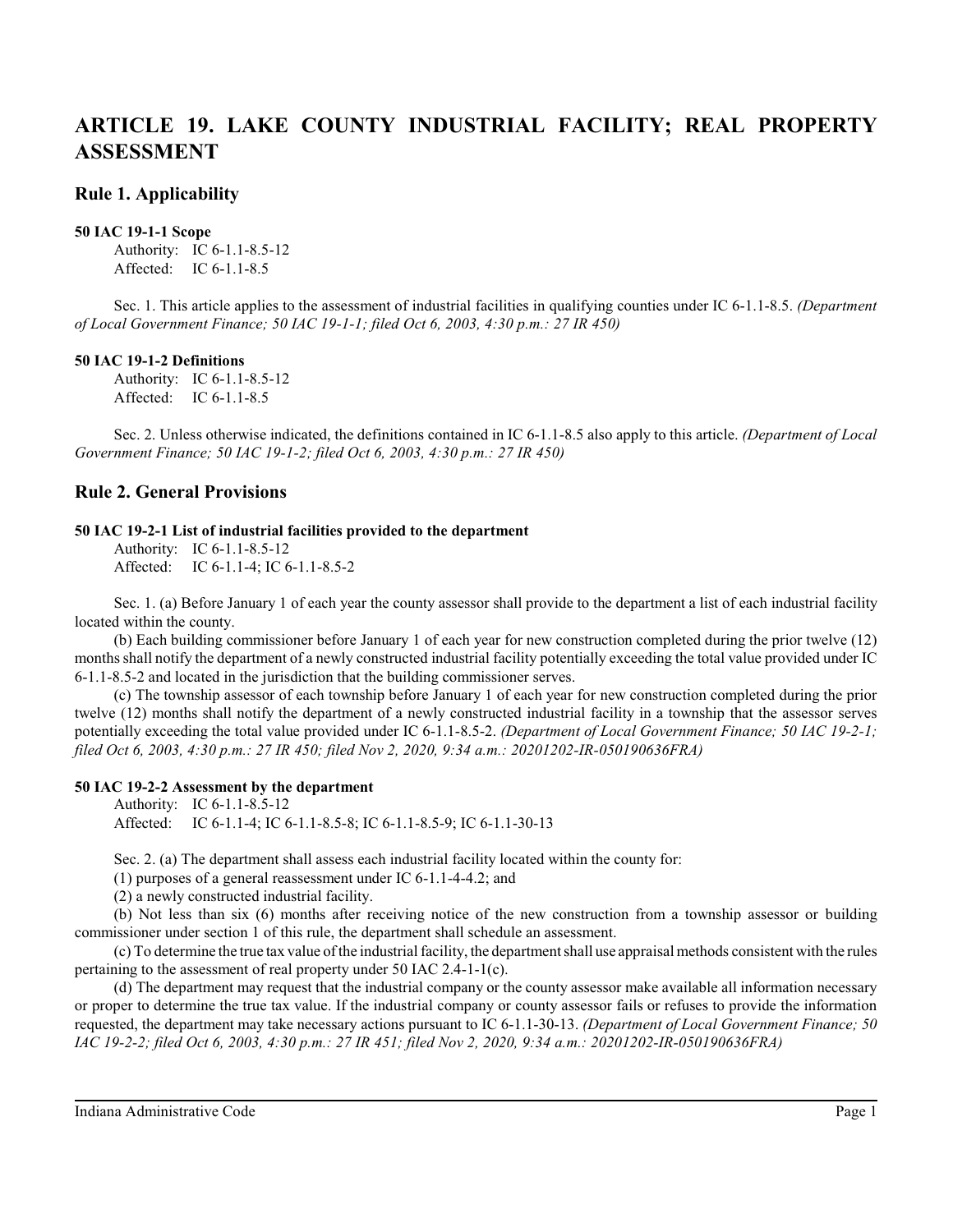# ARTICLE 19. LAKE COUNTY INDUSTRIAL FACILITY; REAL PROPERTY ASSESSMENT

## Rule 1. Applicability

### 50 IAC 19-1-1 Scope

Authority: IC 6-1.1-8.5-12
Affected: IC 6-1.1-8.5

Sec. 1. This article applies to the assessment of industrial facilities in qualifying counties under IC 6-1.1-8.5. *(Department of Local Government Finance; 50 IAC 19-1-1; filed Oct 6, 2003, 4:30 p.m.: 27 IR 450)*

### 50 IAC 19-1-2 Definitions

Authority: IC 6-1.1-8.5-12
Affected: IC 6-1.1-8.5

Sec. 2. Unless otherwise indicated, the definitions contained in IC 6-1.1-8.5 also apply to this article. *(Department of Local Government Finance; 50 IAC 19-1-2; filed Oct 6, 2003, 4:30 p.m.: 27 IR 450)*

## Rule 2. General Provisions

### 50 IAC 19-2-1 List of industrial facilities provided to the department

Authority: IC 6-1.1-8.5-12
Affected: IC 6-1.1-4; IC 6-1.1-8.5-2

Sec. 1. (a) Before January 1 of each year the county assessor shall provide to the department a list of each industrial facility located within the county.

(b) Each building commissioner before January 1 of each year for new construction completed during the prior twelve (12) months shall notify the department of a newly constructed industrial facility potentially exceeding the total value provided under IC 6-1.1-8.5-2 and located in the jurisdiction that the building commissioner serves.

(c) The township assessor of each township before January 1 of each year for new construction completed during the prior twelve (12) months shall notify the department of a newly constructed industrial facility in a township that the assessor serves potentially exceeding the total value provided under IC 6-1.1-8.5-2. *(Department of Local Government Finance; 50 IAC 19-2-1; filed Oct 6, 2003, 4:30 p.m.: 27 IR 450; filed Nov 2, 2020, 9:34 a.m.: 20201202-IR-050190636FRA)*

### 50 IAC 19-2-2 Assessment by the department

Authority: IC 6-1.1-8.5-12
Affected: IC 6-1.1-4; IC 6-1.1-8.5-8; IC 6-1.1-8.5-9; IC 6-1.1-30-13

Sec. 2. (a) The department shall assess each industrial facility located within the county for:

(1) purposes of a general reassessment under IC 6-1.1-4-4.2; and

(2) a newly constructed industrial facility.

(b) Not less than six (6) months after receiving notice of the new construction from a township assessor or building commissioner under section 1 of this rule, the department shall schedule an assessment.

(c) To determine the true tax value of the industrial facility, the department shall use appraisal methods consistent with the rules pertaining to the assessment of real property under 50 IAC 2.4-1-1(c).

(d) The department may request that the industrial company or the county assessor make available all information necessary or proper to determine the true tax value. If the industrial company or county assessor fails or refuses to provide the information requested, the department may take necessary actions pursuant to IC 6-1.1-30-13. *(Department of Local Government Finance; 50 IAC 19-2-2; filed Oct 6, 2003, 4:30 p.m.: 27 IR 451; filed Nov 2, 2020, 9:34 a.m.: 20201202-IR-050190636FRA)*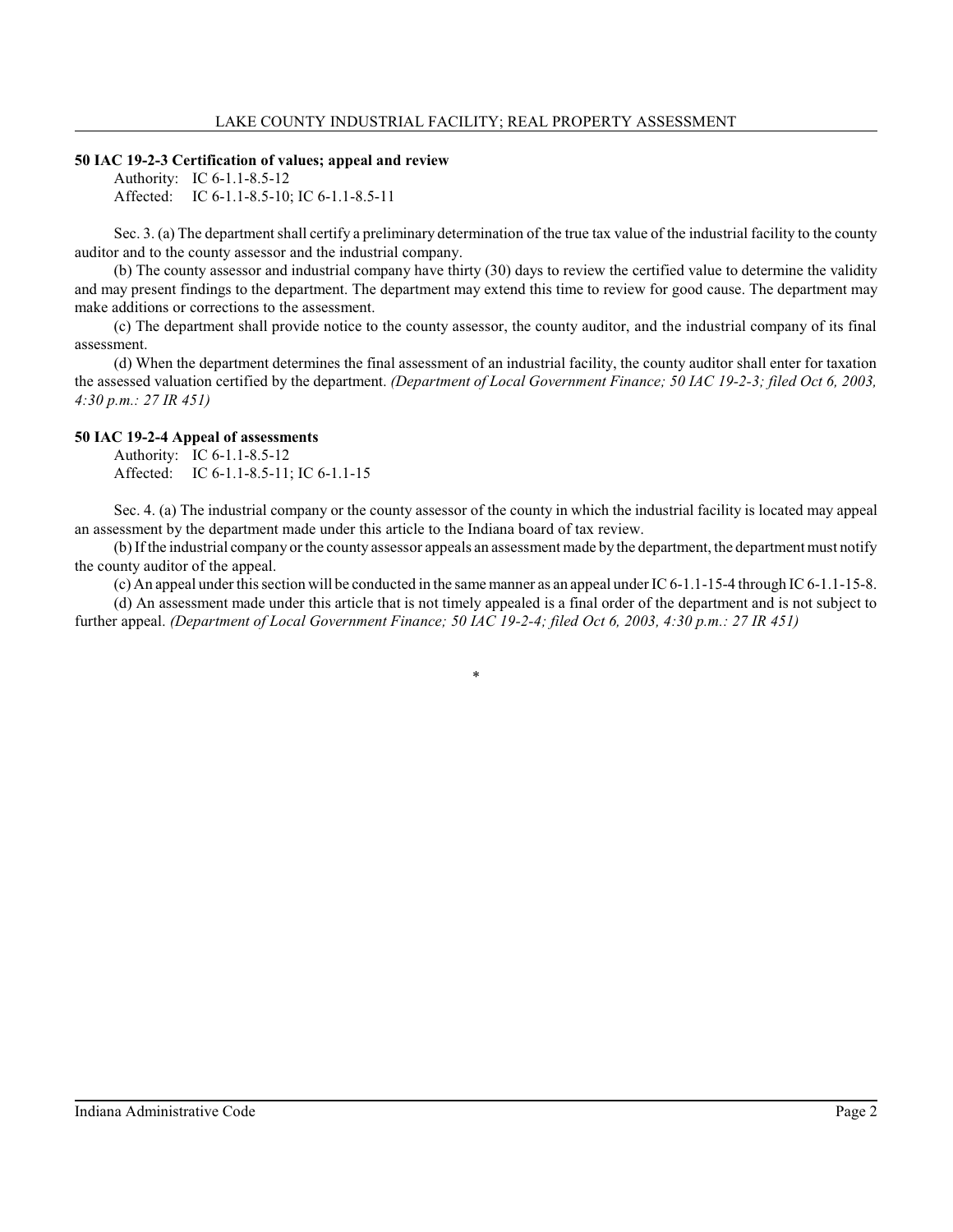**50 IAC 19-2-3 Certification of values; appeal and review**

Authority: IC 6-1.1-8.5-12
Affected: IC 6-1.1-8.5-10; IC 6-1.1-8.5-11

Sec. 3. (a) The department shall certify a preliminary determination of the true tax value of the industrial facility to the county auditor and to the county assessor and the industrial company.

(b) The county assessor and industrial company have thirty (30) days to review the certified value to determine the validity and may present findings to the department. The department may extend this time to review for good cause. The department may make additions or corrections to the assessment.

(c) The department shall provide notice to the county assessor, the county auditor, and the industrial company of its final assessment.

(d) When the department determines the final assessment of an industrial facility, the county auditor shall enter for taxation the assessed valuation certified by the department. *(Department of Local Government Finance; 50 IAC 19-2-3; filed Oct 6, 2003, 4:30 p.m.: 27 IR 451)*

**50 IAC 19-2-4 Appeal of assessments**

Authority: IC 6-1.1-8.5-12
Affected: IC 6-1.1-8.5-11; IC 6-1.1-15

Sec. 4. (a) The industrial company or the county assessor of the county in which the industrial facility is located may appeal an assessment by the department made under this article to the Indiana board of tax review.

(b) If the industrial company or the county assessor appeals an assessment made by the department, the department must notify the county auditor of the appeal.

(c) An appeal under this section will be conducted in the same manner as an appeal under IC 6-1.1-15-4 through IC 6-1.1-15-8.

(d) An assessment made under this article that is not timely appealed is a final order of the department and is not subject to further appeal. *(Department of Local Government Finance; 50 IAC 19-2-4; filed Oct 6, 2003, 4:30 p.m.: 27 IR 451)*

*